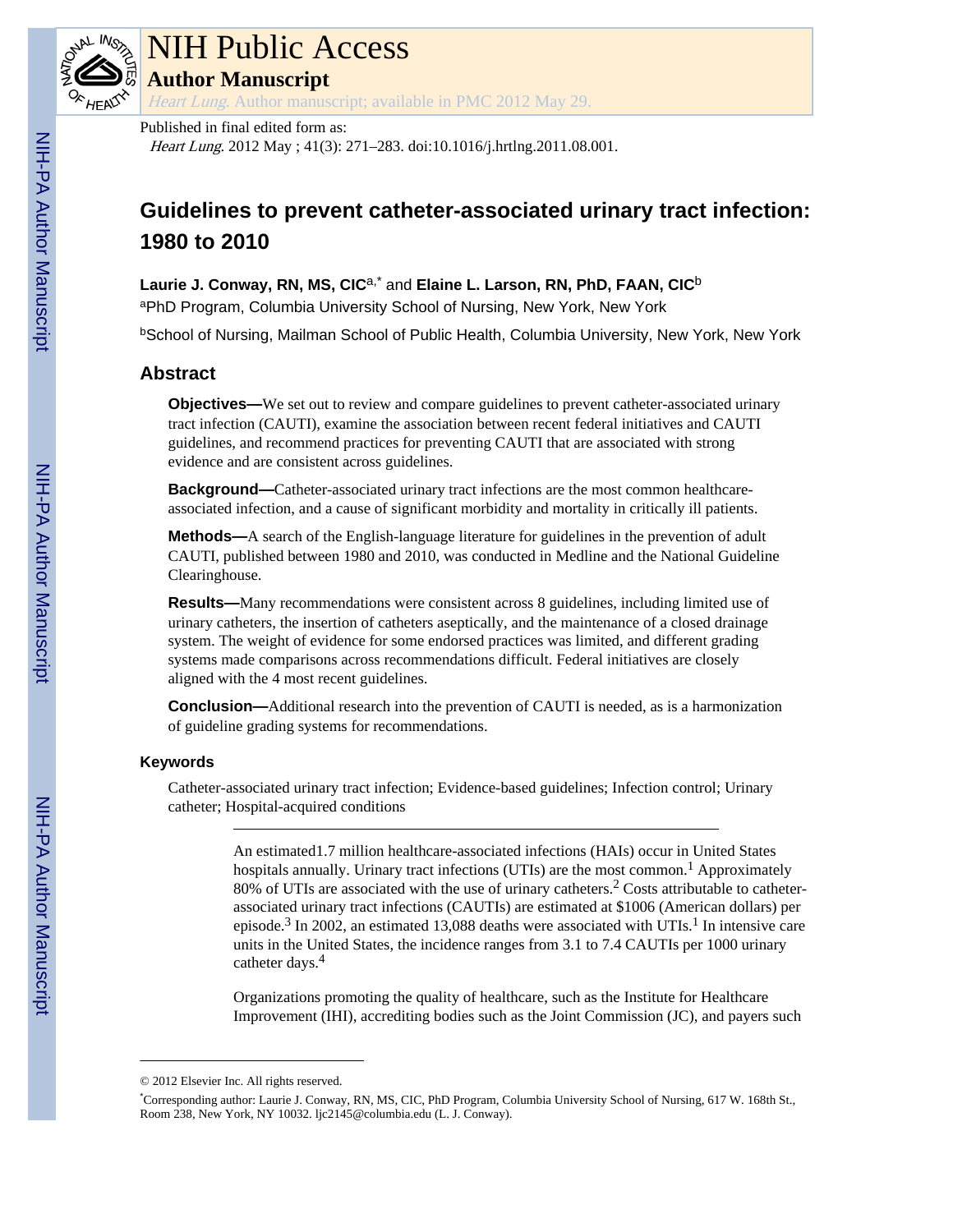NIH Public Access

**Author Manuscript**

*Heart Lung*. Author manuscript; available in PMC 2012 May 29.

Published in final edited form as:

*Heart Lung*. 2012 May ; 41(3): 271–283. doi:10.1016/j.hrtlng.2011.08.001.

# Guidelines to prevent catheter-associated urinary tract infection: 1980 to 2010

**Laurie J. Conway, RN, MS, CIC**[a,*] and **Elaine L. Larson, RN, PhD, FAAN, CIC**[b]

[a]PhD Program, Columbia University School of Nursing, New York, New York

[b]School of Nursing, Mailman School of Public Health, Columbia University, New York, New York

## Abstract

**Objectives—**We set out to review and compare guidelines to prevent catheter-associated urinary tract infection (CAUTI), examine the association between recent federal initiatives and CAUTI guidelines, and recommend practices for preventing CAUTI that are associated with strong evidence and are consistent across guidelines.

**Background—**Catheter-associated urinary tract infections are the most common healthcare-associated infection, and a cause of significant morbidity and mortality in critically ill patients.

**Methods—**A search of the English-language literature for guidelines in the prevention of adult CAUTI, published between 1980 and 2010, was conducted in Medline and the National Guideline Clearinghouse.

**Results—**Many recommendations were consistent across 8 guidelines, including limited use of urinary catheters, the insertion of catheters aseptically, and the maintenance of a closed drainage system. The weight of evidence for some endorsed practices was limited, and different grading systems made comparisons across recommendations difficult. Federal initiatives are closely aligned with the 4 most recent guidelines.

**Conclusion—**Additional research into the prevention of CAUTI is needed, as is a harmonization of guideline grading systems for recommendations.

### Keywords

Catheter-associated urinary tract infection; Evidence-based guidelines; Infection control; Urinary catheter; Hospital-acquired conditions

---

An estimated1.7 million healthcare-associated infections (HAIs) occur in United States hospitals annually. Urinary tract infections (UTIs) are the most common.[1] Approximately 80% of UTIs are associated with the use of urinary catheters.[2] Costs attributable to catheter-associated urinary tract infections (CAUTIs) are estimated at $1006 (American dollars) per episode.[3] In 2002, an estimated 13,088 deaths were associated with UTIs.[1] In intensive care units in the United States, the incidence ranges from 3.1 to 7.4 CAUTIs per 1000 urinary catheter days.[4]

Organizations promoting the quality of healthcare, such as the Institute for Healthcare Improvement (IHI), accrediting bodies such as the Joint Commission (JC), and payers such

---

© 2012 Elsevier Inc. All rights reserved.

*Corresponding author: Laurie J. Conway, RN, MS, CIC, PhD Program, Columbia University School of Nursing, 617 W. 168th St., Room 238, New York, NY 10032. ljc2145@columbia.edu (L. J. Conway).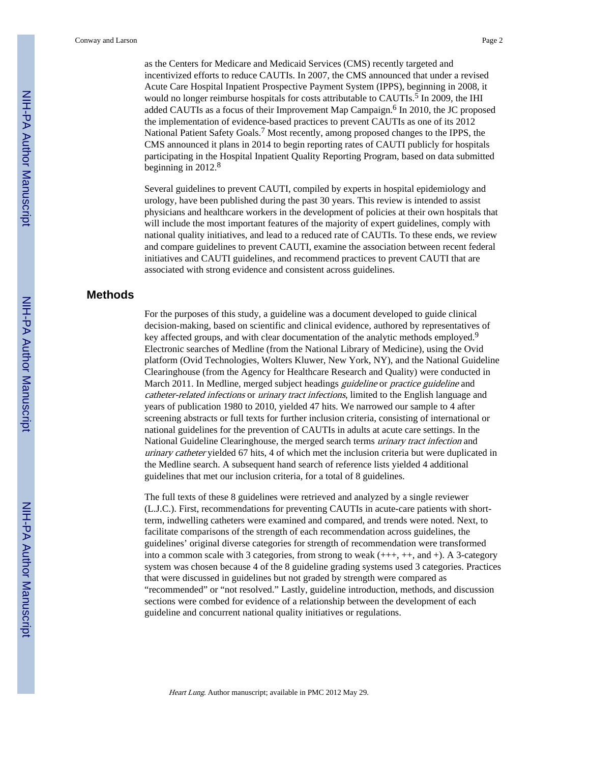as the Centers for Medicare and Medicaid Services (CMS) recently targeted and incentivized efforts to reduce CAUTIs. In 2007, the CMS announced that under a revised Acute Care Hospital Inpatient Prospective Payment System (IPPS), beginning in 2008, it would no longer reimburse hospitals for costs attributable to CAUTIs.[5] In 2009, the IHI added CAUTIs as a focus of their Improvement Map Campaign.[6] In 2010, the JC proposed the implementation of evidence-based practices to prevent CAUTIs as one of its 2012 National Patient Safety Goals.[7] Most recently, among proposed changes to the IPPS, the CMS announced it plans in 2014 to begin reporting rates of CAUTI publicly for hospitals participating in the Hospital Inpatient Quality Reporting Program, based on data submitted beginning in 2012.[8]

Several guidelines to prevent CAUTI, compiled by experts in hospital epidemiology and urology, have been published during the past 30 years. This review is intended to assist physicians and healthcare workers in the development of policies at their own hospitals that will include the most important features of the majority of expert guidelines, comply with national quality initiatives, and lead to a reduced rate of CAUTIs. To these ends, we review and compare guidelines to prevent CAUTI, examine the association between recent federal initiatives and CAUTI guidelines, and recommend practices to prevent CAUTI that are associated with strong evidence and consistent across guidelines.

## Methods

For the purposes of this study, a guideline was a document developed to guide clinical decision-making, based on scientific and clinical evidence, authored by representatives of key affected groups, and with clear documentation of the analytic methods employed.[9] Electronic searches of Medline (from the National Library of Medicine), using the Ovid platform (Ovid Technologies, Wolters Kluwer, New York, NY), and the National Guideline Clearinghouse (from the Agency for Healthcare Research and Quality) were conducted in March 2011. In Medline, merged subject headings *guideline* or *practice guideline* and *catheter-related infections* or *urinary tract infections*, limited to the English language and years of publication 1980 to 2010, yielded 47 hits. We narrowed our sample to 4 after screening abstracts or full texts for further inclusion criteria, consisting of international or national guidelines for the prevention of CAUTIs in adults at acute care settings. In the National Guideline Clearinghouse, the merged search terms *urinary tract infection* and *urinary catheter* yielded 67 hits, 4 of which met the inclusion criteria but were duplicated in the Medline search. A subsequent hand search of reference lists yielded 4 additional guidelines that met our inclusion criteria, for a total of 8 guidelines.

The full texts of these 8 guidelines were retrieved and analyzed by a single reviewer (L.J.C.). First, recommendations for preventing CAUTIs in acute-care patients with short-term, indwelling catheters were examined and compared, and trends were noted. Next, to facilitate comparisons of the strength of each recommendation across guidelines, the guidelines' original diverse categories for strength of recommendation were transformed into a common scale with 3 categories, from strong to weak (+++, ++, and +). A 3-category system was chosen because 4 of the 8 guideline grading systems used 3 categories. Practices that were discussed in guidelines but not graded by strength were compared as "recommended" or "not resolved." Lastly, guideline introduction, methods, and discussion sections were combed for evidence of a relationship between the development of each guideline and concurrent national quality initiatives or regulations.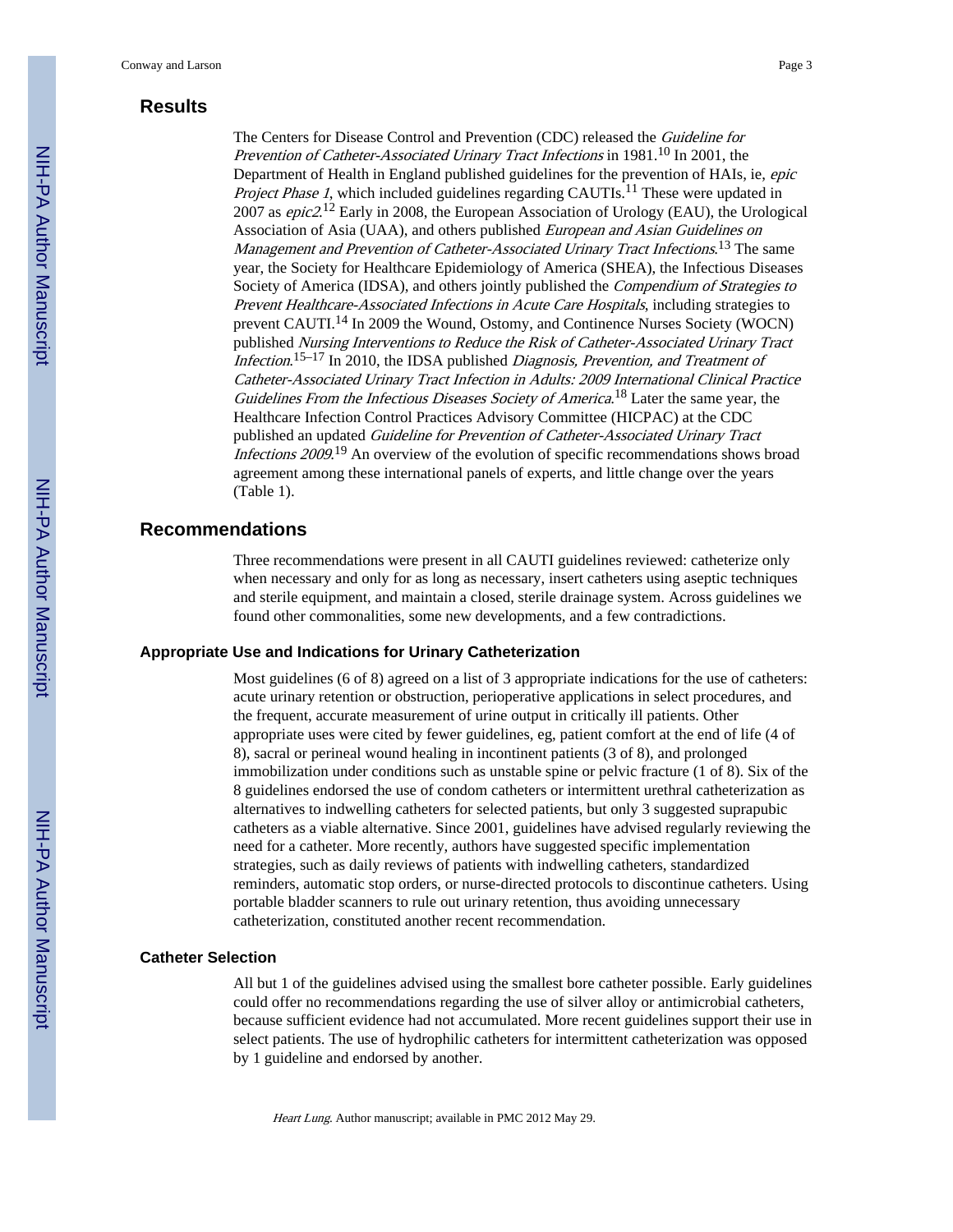## Results

The Centers for Disease Control and Prevention (CDC) released the *Guideline for Prevention of Catheter-Associated Urinary Tract Infections* in 1981.[10] In 2001, the Department of Health in England published guidelines for the prevention of HAIs, ie, *epic Project Phase 1*, which included guidelines regarding CAUTIs.[11] These were updated in 2007 as *epic2*.[12] Early in 2008, the European Association of Urology (EAU), the Urological Association of Asia (UAA), and others published *European and Asian Guidelines on Management and Prevention of Catheter-Associated Urinary Tract Infections*.[13] The same year, the Society for Healthcare Epidemiology of America (SHEA), the Infectious Diseases Society of America (IDSA), and others jointly published the *Compendium of Strategies to Prevent Healthcare-Associated Infections in Acute Care Hospitals*, including strategies to prevent CAUTI.[14] In 2009 the Wound, Ostomy, and Continence Nurses Society (WOCN) published *Nursing Interventions to Reduce the Risk of Catheter-Associated Urinary Tract Infection*.[15–17] In 2010, the IDSA published *Diagnosis, Prevention, and Treatment of Catheter-Associated Urinary Tract Infection in Adults: 2009 International Clinical Practice Guidelines From the Infectious Diseases Society of America*.[18] Later the same year, the Healthcare Infection Control Practices Advisory Committee (HICPAC) at the CDC published an updated *Guideline for Prevention of Catheter-Associated Urinary Tract Infections 2009*.[19] An overview of the evolution of specific recommendations shows broad agreement among these international panels of experts, and little change over the years (Table 1).

## Recommendations

Three recommendations were present in all CAUTI guidelines reviewed: catheterize only when necessary and only for as long as necessary, insert catheters using aseptic techniques and sterile equipment, and maintain a closed, sterile drainage system. Across guidelines we found other commonalities, some new developments, and a few contradictions.

### Appropriate Use and Indications for Urinary Catheterization

Most guidelines (6 of 8) agreed on a list of 3 appropriate indications for the use of catheters: acute urinary retention or obstruction, perioperative applications in select procedures, and the frequent, accurate measurement of urine output in critically ill patients. Other appropriate uses were cited by fewer guidelines, eg, patient comfort at the end of life (4 of 8), sacral or perineal wound healing in incontinent patients (3 of 8), and prolonged immobilization under conditions such as unstable spine or pelvic fracture (1 of 8). Six of the 8 guidelines endorsed the use of condom catheters or intermittent urethral catheterization as alternatives to indwelling catheters for selected patients, but only 3 suggested suprapubic catheters as a viable alternative. Since 2001, guidelines have advised regularly reviewing the need for a catheter. More recently, authors have suggested specific implementation strategies, such as daily reviews of patients with indwelling catheters, standardized reminders, automatic stop orders, or nurse-directed protocols to discontinue catheters. Using portable bladder scanners to rule out urinary retention, thus avoiding unnecessary catheterization, constituted another recent recommendation.

### Catheter Selection

All but 1 of the guidelines advised using the smallest bore catheter possible. Early guidelines could offer no recommendations regarding the use of silver alloy or antimicrobial catheters, because sufficient evidence had not accumulated. More recent guidelines support their use in select patients. The use of hydrophilic catheters for intermittent catheterization was opposed by 1 guideline and endorsed by another.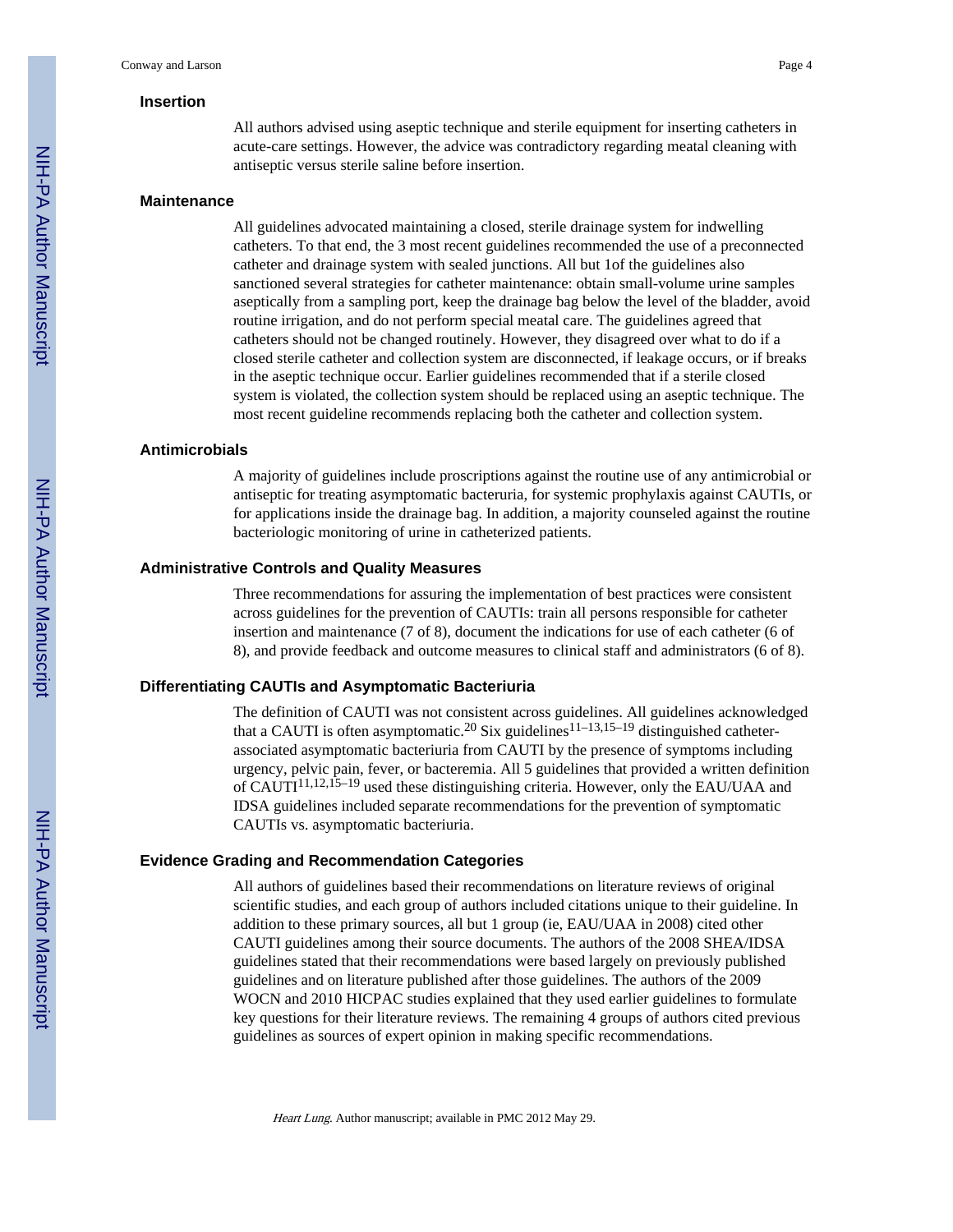### Insertion

All authors advised using aseptic technique and sterile equipment for inserting catheters in acute-care settings. However, the advice was contradictory regarding meatal cleaning with antiseptic versus sterile saline before insertion.

### Maintenance

All guidelines advocated maintaining a closed, sterile drainage system for indwelling catheters. To that end, the 3 most recent guidelines recommended the use of a preconnected catheter and drainage system with sealed junctions. All but 1of the guidelines also sanctioned several strategies for catheter maintenance: obtain small-volume urine samples aseptically from a sampling port, keep the drainage bag below the level of the bladder, avoid routine irrigation, and do not perform special meatal care. The guidelines agreed that catheters should not be changed routinely. However, they disagreed over what to do if a closed sterile catheter and collection system are disconnected, if leakage occurs, or if breaks in the aseptic technique occur. Earlier guidelines recommended that if a sterile closed system is violated, the collection system should be replaced using an aseptic technique. The most recent guideline recommends replacing both the catheter and collection system.

### Antimicrobials

A majority of guidelines include proscriptions against the routine use of any antimicrobial or antiseptic for treating asymptomatic bacteruria, for systemic prophylaxis against CAUTIs, or for applications inside the drainage bag. In addition, a majority counseled against the routine bacteriologic monitoring of urine in catheterized patients.

### Administrative Controls and Quality Measures

Three recommendations for assuring the implementation of best practices were consistent across guidelines for the prevention of CAUTIs: train all persons responsible for catheter insertion and maintenance (7 of 8), document the indications for use of each catheter (6 of 8), and provide feedback and outcome measures to clinical staff and administrators (6 of 8).

### Differentiating CAUTIs and Asymptomatic Bacteriuria

The definition of CAUTI was not consistent across guidelines. All guidelines acknowledged that a CAUTI is often asymptomatic.[20] Six guidelines[11–13,15–19] distinguished catheter-associated asymptomatic bacteriuria from CAUTI by the presence of symptoms including urgency, pelvic pain, fever, or bacteremia. All 5 guidelines that provided a written definition of CAUTI[11,12,15–19] used these distinguishing criteria. However, only the EAU/UAA and IDSA guidelines included separate recommendations for the prevention of symptomatic CAUTIs vs. asymptomatic bacteriuria.

### Evidence Grading and Recommendation Categories

All authors of guidelines based their recommendations on literature reviews of original scientific studies, and each group of authors included citations unique to their guideline. In addition to these primary sources, all but 1 group (ie, EAU/UAA in 2008) cited other CAUTI guidelines among their source documents. The authors of the 2008 SHEA/IDSA guidelines stated that their recommendations were based largely on previously published guidelines and on literature published after those guidelines. The authors of the 2009 WOCN and 2010 HICPAC studies explained that they used earlier guidelines to formulate key questions for their literature reviews. The remaining 4 groups of authors cited previous guidelines as sources of expert opinion in making specific recommendations.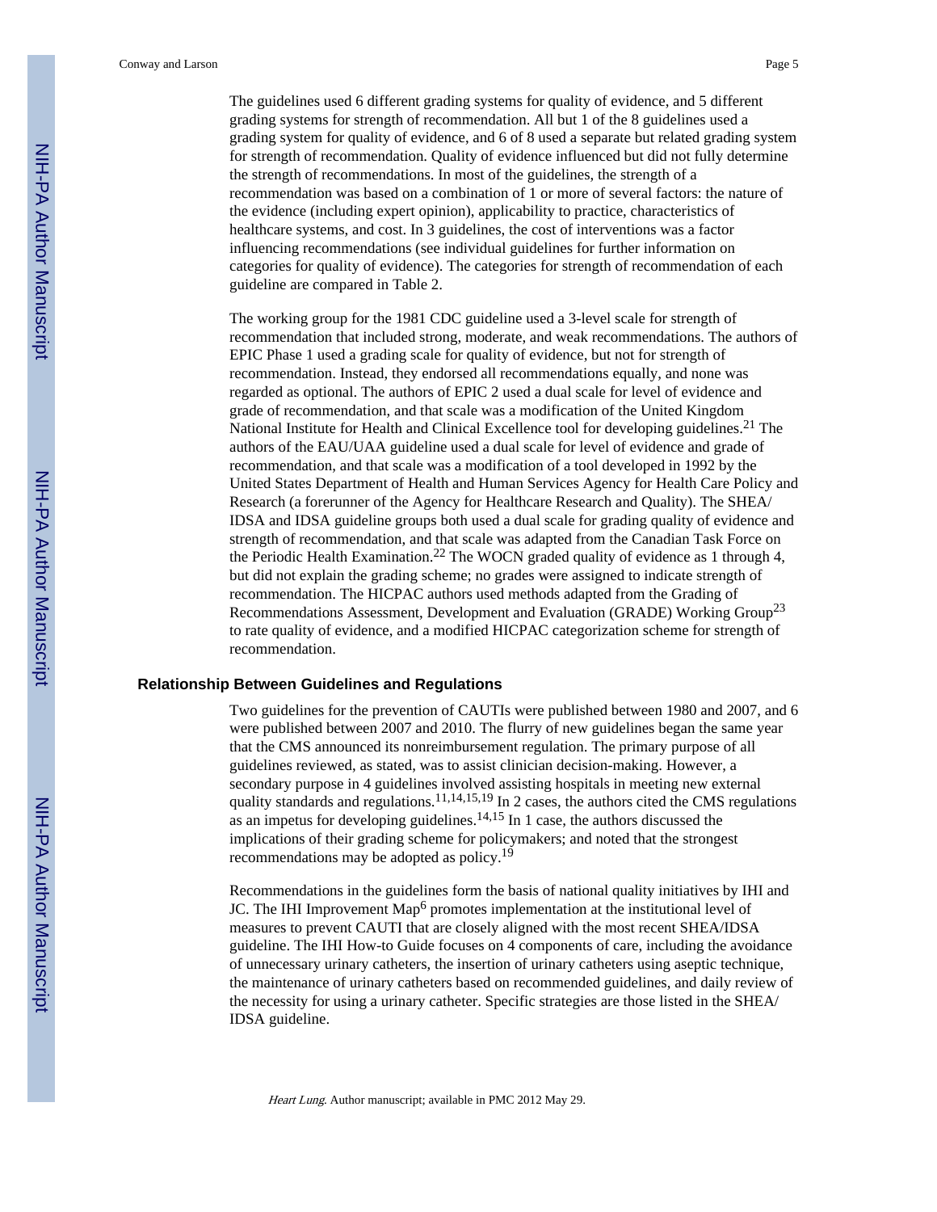The guidelines used 6 different grading systems for quality of evidence, and 5 different grading systems for strength of recommendation. All but 1 of the 8 guidelines used a grading system for quality of evidence, and 6 of 8 used a separate but related grading system for strength of recommendation. Quality of evidence influenced but did not fully determine the strength of recommendations. In most of the guidelines, the strength of a recommendation was based on a combination of 1 or more of several factors: the nature of the evidence (including expert opinion), applicability to practice, characteristics of healthcare systems, and cost. In 3 guidelines, the cost of interventions was a factor influencing recommendations (see individual guidelines for further information on categories for quality of evidence). The categories for strength of recommendation of each guideline are compared in Table 2.

The working group for the 1981 CDC guideline used a 3-level scale for strength of recommendation that included strong, moderate, and weak recommendations. The authors of EPIC Phase 1 used a grading scale for quality of evidence, but not for strength of recommendation. Instead, they endorsed all recommendations equally, and none was regarded as optional. The authors of EPIC 2 used a dual scale for level of evidence and grade of recommendation, and that scale was a modification of the United Kingdom National Institute for Health and Clinical Excellence tool for developing guidelines.[21] The authors of the EAU/UAA guideline used a dual scale for level of evidence and grade of recommendation, and that scale was a modification of a tool developed in 1992 by the United States Department of Health and Human Services Agency for Health Care Policy and Research (a forerunner of the Agency for Healthcare Research and Quality). The SHEA/IDSA and IDSA guideline groups both used a dual scale for grading quality of evidence and strength of recommendation, and that scale was adapted from the Canadian Task Force on the Periodic Health Examination.[22] The WOCN graded quality of evidence as 1 through 4, but did not explain the grading scheme; no grades were assigned to indicate strength of recommendation. The HICPAC authors used methods adapted from the Grading of Recommendations Assessment, Development and Evaluation (GRADE) Working Group[23] to rate quality of evidence, and a modified HICPAC categorization scheme for strength of recommendation.

## Relationship Between Guidelines and Regulations

Two guidelines for the prevention of CAUTIs were published between 1980 and 2007, and 6 were published between 2007 and 2010. The flurry of new guidelines began the same year that the CMS announced its nonreimbursement regulation. The primary purpose of all guidelines reviewed, as stated, was to assist clinician decision-making. However, a secondary purpose in 4 guidelines involved assisting hospitals in meeting new external quality standards and regulations.[11,14,15,19] In 2 cases, the authors cited the CMS regulations as an impetus for developing guidelines.[14,15] In 1 case, the authors discussed the implications of their grading scheme for policymakers; and noted that the strongest recommendations may be adopted as policy.[19]

Recommendations in the guidelines form the basis of national quality initiatives by IHI and JC. The IHI Improvement Map[6] promotes implementation at the institutional level of measures to prevent CAUTI that are closely aligned with the most recent SHEA/IDSA guideline. The IHI How-to Guide focuses on 4 components of care, including the avoidance of unnecessary urinary catheters, the insertion of urinary catheters using aseptic technique, the maintenance of urinary catheters based on recommended guidelines, and daily review of the necessity for using a urinary catheter. Specific strategies are those listed in the SHEA/IDSA guideline.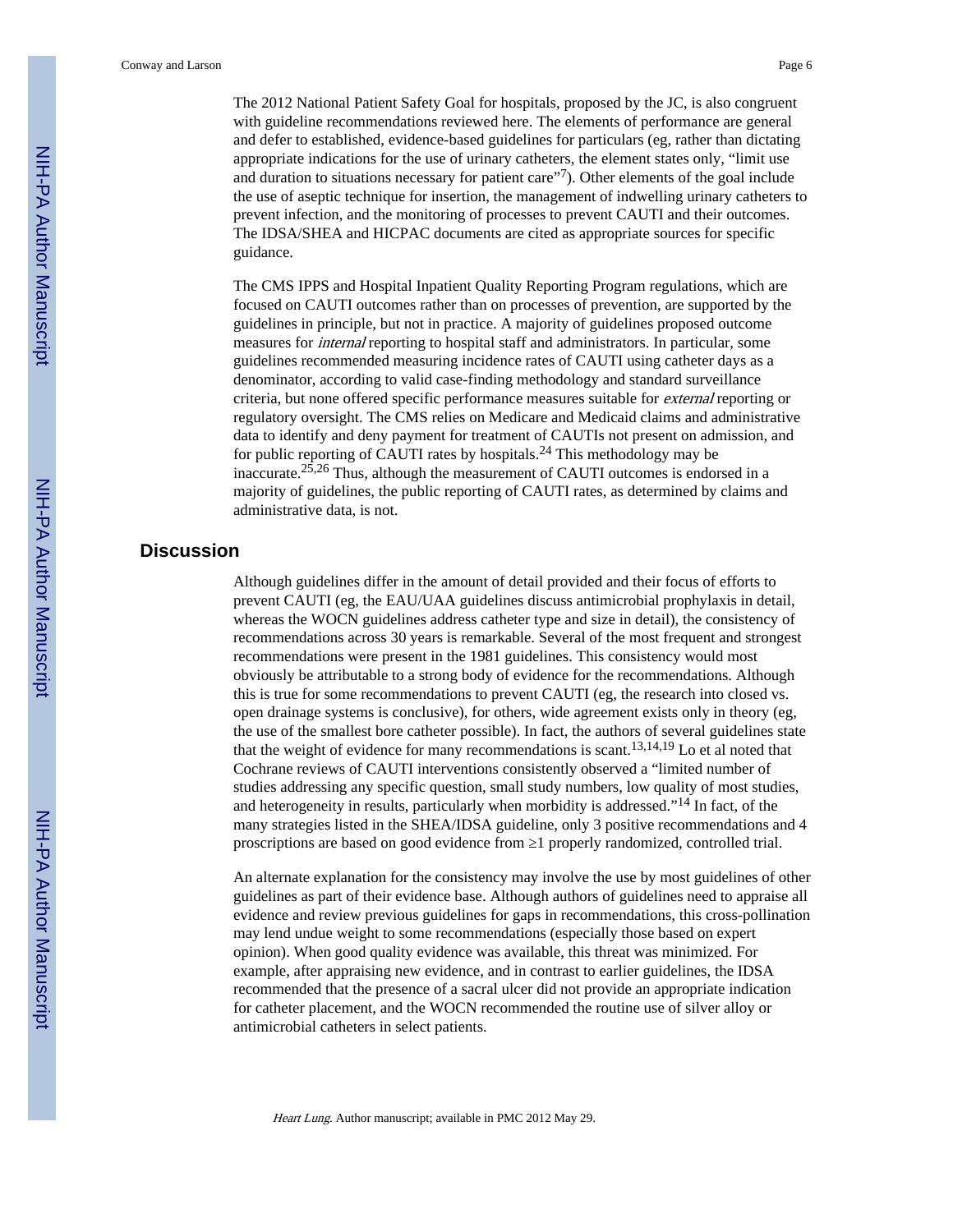The 2012 National Patient Safety Goal for hospitals, proposed by the JC, is also congruent with guideline recommendations reviewed here. The elements of performance are general and defer to established, evidence-based guidelines for particulars (eg, rather than dictating appropriate indications for the use of urinary catheters, the element states only, "limit use and duration to situations necessary for patient care"[7]). Other elements of the goal include the use of aseptic technique for insertion, the management of indwelling urinary catheters to prevent infection, and the monitoring of processes to prevent CAUTI and their outcomes. The IDSA/SHEA and HICPAC documents are cited as appropriate sources for specific guidance.

The CMS IPPS and Hospital Inpatient Quality Reporting Program regulations, which are focused on CAUTI outcomes rather than on processes of prevention, are supported by the guidelines in principle, but not in practice. A majority of guidelines proposed outcome measures for *internal* reporting to hospital staff and administrators. In particular, some guidelines recommended measuring incidence rates of CAUTI using catheter days as a denominator, according to valid case-finding methodology and standard surveillance criteria, but none offered specific performance measures suitable for *external* reporting or regulatory oversight. The CMS relies on Medicare and Medicaid claims and administrative data to identify and deny payment for treatment of CAUTIs not present on admission, and for public reporting of CAUTI rates by hospitals.[24] This methodology may be inaccurate.[25,26] Thus, although the measurement of CAUTI outcomes is endorsed in a majority of guidelines, the public reporting of CAUTI rates, as determined by claims and administrative data, is not.

## Discussion

Although guidelines differ in the amount of detail provided and their focus of efforts to prevent CAUTI (eg, the EAU/UAA guidelines discuss antimicrobial prophylaxis in detail, whereas the WOCN guidelines address catheter type and size in detail), the consistency of recommendations across 30 years is remarkable. Several of the most frequent and strongest recommendations were present in the 1981 guidelines. This consistency would most obviously be attributable to a strong body of evidence for the recommendations. Although this is true for some recommendations to prevent CAUTI (eg, the research into closed vs. open drainage systems is conclusive), for others, wide agreement exists only in theory (eg, the use of the smallest bore catheter possible). In fact, the authors of several guidelines state that the weight of evidence for many recommendations is scant.[13,14,19] Lo et al noted that Cochrane reviews of CAUTI interventions consistently observed a "limited number of studies addressing any specific question, small study numbers, low quality of most studies, and heterogeneity in results, particularly when morbidity is addressed."[14] In fact, of the many strategies listed in the SHEA/IDSA guideline, only 3 positive recommendations and 4 proscriptions are based on good evidence from ≥1 properly randomized, controlled trial.

An alternate explanation for the consistency may involve the use by most guidelines of other guidelines as part of their evidence base. Although authors of guidelines need to appraise all evidence and review previous guidelines for gaps in recommendations, this cross-pollination may lend undue weight to some recommendations (especially those based on expert opinion). When good quality evidence was available, this threat was minimized. For example, after appraising new evidence, and in contrast to earlier guidelines, the IDSA recommended that the presence of a sacral ulcer did not provide an appropriate indication for catheter placement, and the WOCN recommended the routine use of silver alloy or antimicrobial catheters in select patients.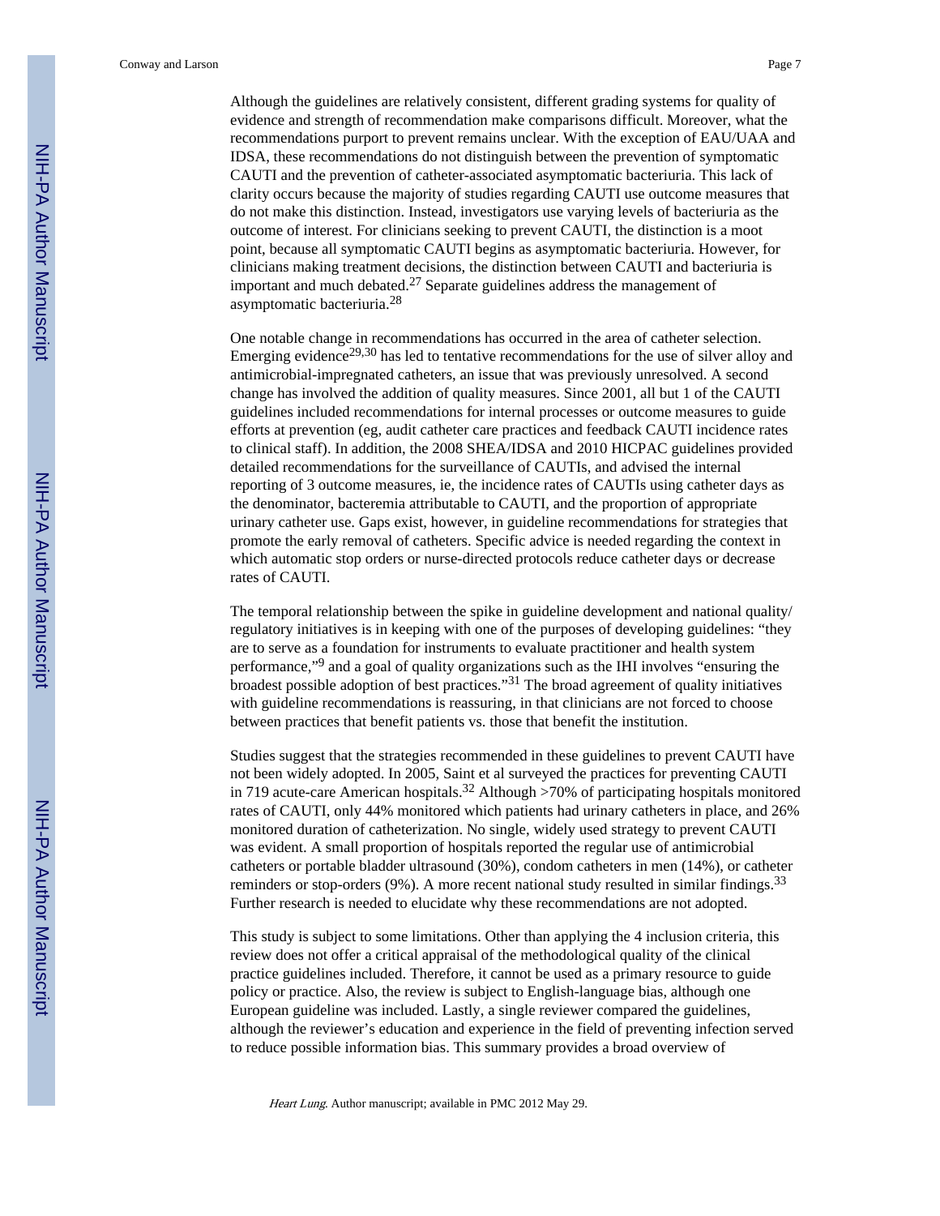Although the guidelines are relatively consistent, different grading systems for quality of evidence and strength of recommendation make comparisons difficult. Moreover, what the recommendations purport to prevent remains unclear. With the exception of EAU/UAA and IDSA, these recommendations do not distinguish between the prevention of symptomatic CAUTI and the prevention of catheter-associated asymptomatic bacteriuria. This lack of clarity occurs because the majority of studies regarding CAUTI use outcome measures that do not make this distinction. Instead, investigators use varying levels of bacteriuria as the outcome of interest. For clinicians seeking to prevent CAUTI, the distinction is a moot point, because all symptomatic CAUTI begins as asymptomatic bacteriuria. However, for clinicians making treatment decisions, the distinction between CAUTI and bacteriuria is important and much debated.[27] Separate guidelines address the management of asymptomatic bacteriuria.[28]

One notable change in recommendations has occurred in the area of catheter selection. Emerging evidence[29,30] has led to tentative recommendations for the use of silver alloy and antimicrobial-impregnated catheters, an issue that was previously unresolved. A second change has involved the addition of quality measures. Since 2001, all but 1 of the CAUTI guidelines included recommendations for internal processes or outcome measures to guide efforts at prevention (eg, audit catheter care practices and feedback CAUTI incidence rates to clinical staff). In addition, the 2008 SHEA/IDSA and 2010 HICPAC guidelines provided detailed recommendations for the surveillance of CAUTIs, and advised the internal reporting of 3 outcome measures, ie, the incidence rates of CAUTIs using catheter days as the denominator, bacteremia attributable to CAUTI, and the proportion of appropriate urinary catheter use. Gaps exist, however, in guideline recommendations for strategies that promote the early removal of catheters. Specific advice is needed regarding the context in which automatic stop orders or nurse-directed protocols reduce catheter days or decrease rates of CAUTI.

The temporal relationship between the spike in guideline development and national quality/regulatory initiatives is in keeping with one of the purposes of developing guidelines: "they are to serve as a foundation for instruments to evaluate practitioner and health system performance,"[9] and a goal of quality organizations such as the IHI involves "ensuring the broadest possible adoption of best practices."[31] The broad agreement of quality initiatives with guideline recommendations is reassuring, in that clinicians are not forced to choose between practices that benefit patients vs. those that benefit the institution.

Studies suggest that the strategies recommended in these guidelines to prevent CAUTI have not been widely adopted. In 2005, Saint et al surveyed the practices for preventing CAUTI in 719 acute-care American hospitals.[32] Although >70% of participating hospitals monitored rates of CAUTI, only 44% monitored which patients had urinary catheters in place, and 26% monitored duration of catheterization. No single, widely used strategy to prevent CAUTI was evident. A small proportion of hospitals reported the regular use of antimicrobial catheters or portable bladder ultrasound (30%), condom catheters in men (14%), or catheter reminders or stop-orders (9%). A more recent national study resulted in similar findings.[33] Further research is needed to elucidate why these recommendations are not adopted.

This study is subject to some limitations. Other than applying the 4 inclusion criteria, this review does not offer a critical appraisal of the methodological quality of the clinical practice guidelines included. Therefore, it cannot be used as a primary resource to guide policy or practice. Also, the review is subject to English-language bias, although one European guideline was included. Lastly, a single reviewer compared the guidelines, although the reviewer's education and experience in the field of preventing infection served to reduce possible information bias. This summary provides a broad overview of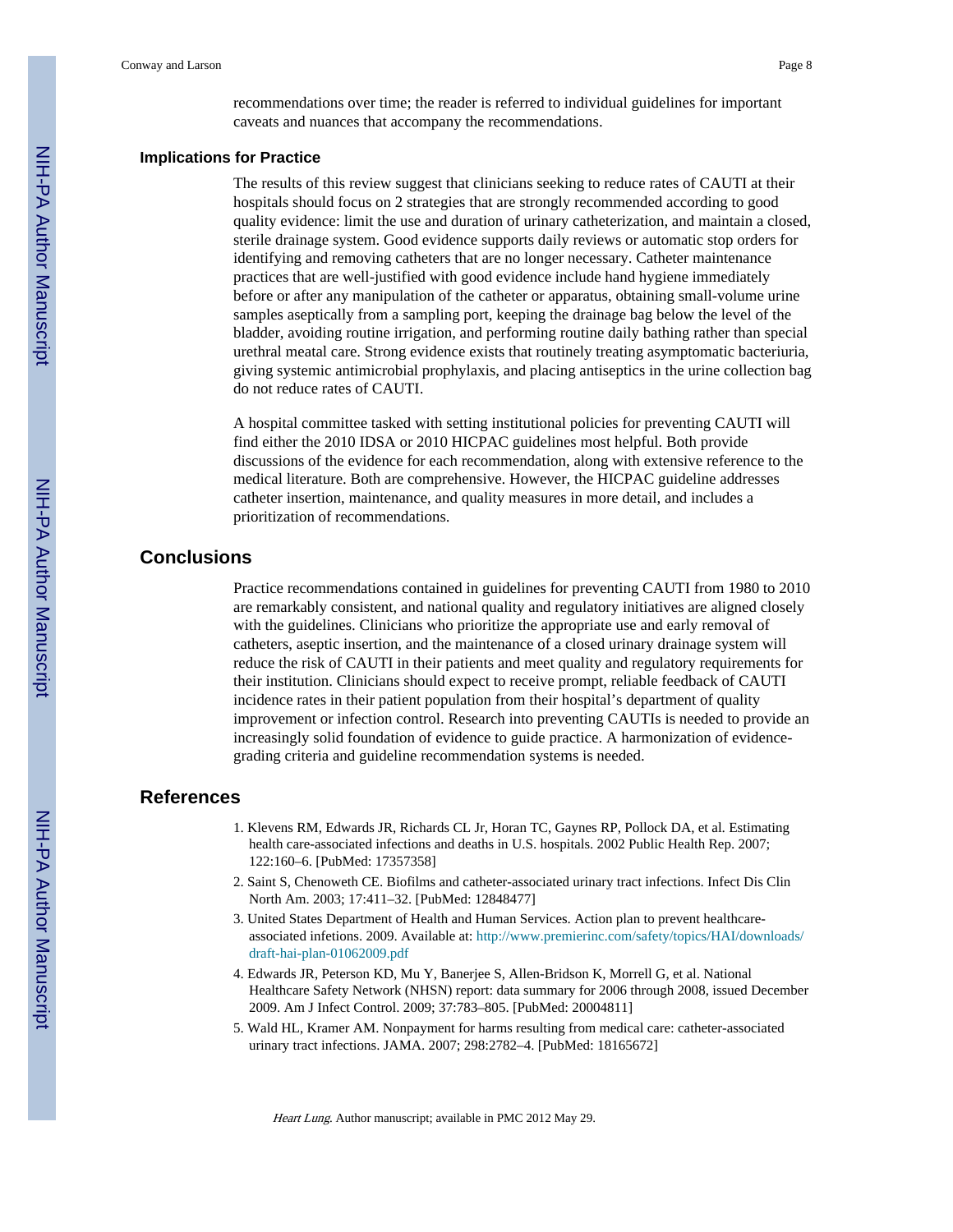recommendations over time; the reader is referred to individual guidelines for important caveats and nuances that accompany the recommendations.

### Implications for Practice

The results of this review suggest that clinicians seeking to reduce rates of CAUTI at their hospitals should focus on 2 strategies that are strongly recommended according to good quality evidence: limit the use and duration of urinary catheterization, and maintain a closed, sterile drainage system. Good evidence supports daily reviews or automatic stop orders for identifying and removing catheters that are no longer necessary. Catheter maintenance practices that are well-justified with good evidence include hand hygiene immediately before or after any manipulation of the catheter or apparatus, obtaining small-volume urine samples aseptically from a sampling port, keeping the drainage bag below the level of the bladder, avoiding routine irrigation, and performing routine daily bathing rather than special urethral meatal care. Strong evidence exists that routinely treating asymptomatic bacteriuria, giving systemic antimicrobial prophylaxis, and placing antiseptics in the urine collection bag do not reduce rates of CAUTI.

A hospital committee tasked with setting institutional policies for preventing CAUTI will find either the 2010 IDSA or 2010 HICPAC guidelines most helpful. Both provide discussions of the evidence for each recommendation, along with extensive reference to the medical literature. Both are comprehensive. However, the HICPAC guideline addresses catheter insertion, maintenance, and quality measures in more detail, and includes a prioritization of recommendations.

## Conclusions

Practice recommendations contained in guidelines for preventing CAUTI from 1980 to 2010 are remarkably consistent, and national quality and regulatory initiatives are aligned closely with the guidelines. Clinicians who prioritize the appropriate use and early removal of catheters, aseptic insertion, and the maintenance of a closed urinary drainage system will reduce the risk of CAUTI in their patients and meet quality and regulatory requirements for their institution. Clinicians should expect to receive prompt, reliable feedback of CAUTI incidence rates in their patient population from their hospital's department of quality improvement or infection control. Research into preventing CAUTIs is needed to provide an increasingly solid foundation of evidence to guide practice. A harmonization of evidence-grading criteria and guideline recommendation systems is needed.

## References

1. Klevens RM, Edwards JR, Richards CL Jr, Horan TC, Gaynes RP, Pollock DA, et al. Estimating health care-associated infections and deaths in U.S. hospitals. 2002 Public Health Rep. 2007; 122:160–6. [PubMed: 17357358]
2. Saint S, Chenoweth CE. Biofilms and catheter-associated urinary tract infections. Infect Dis Clin North Am. 2003; 17:411–32. [PubMed: 12848477]
3. United States Department of Health and Human Services. Action plan to prevent healthcare-associated infetions. 2009. Available at: http://www.premierinc.com/safety/topics/HAI/downloads/draft-hai-plan-01062009.pdf
4. Edwards JR, Peterson KD, Mu Y, Banerjee S, Allen-Bridson K, Morrell G, et al. National Healthcare Safety Network (NHSN) report: data summary for 2006 through 2008, issued December 2009. Am J Infect Control. 2009; 37:783–805. [PubMed: 20004811]
5. Wald HL, Kramer AM. Nonpayment for harms resulting from medical care: catheter-associated urinary tract infections. JAMA. 2007; 298:2782–4. [PubMed: 18165672]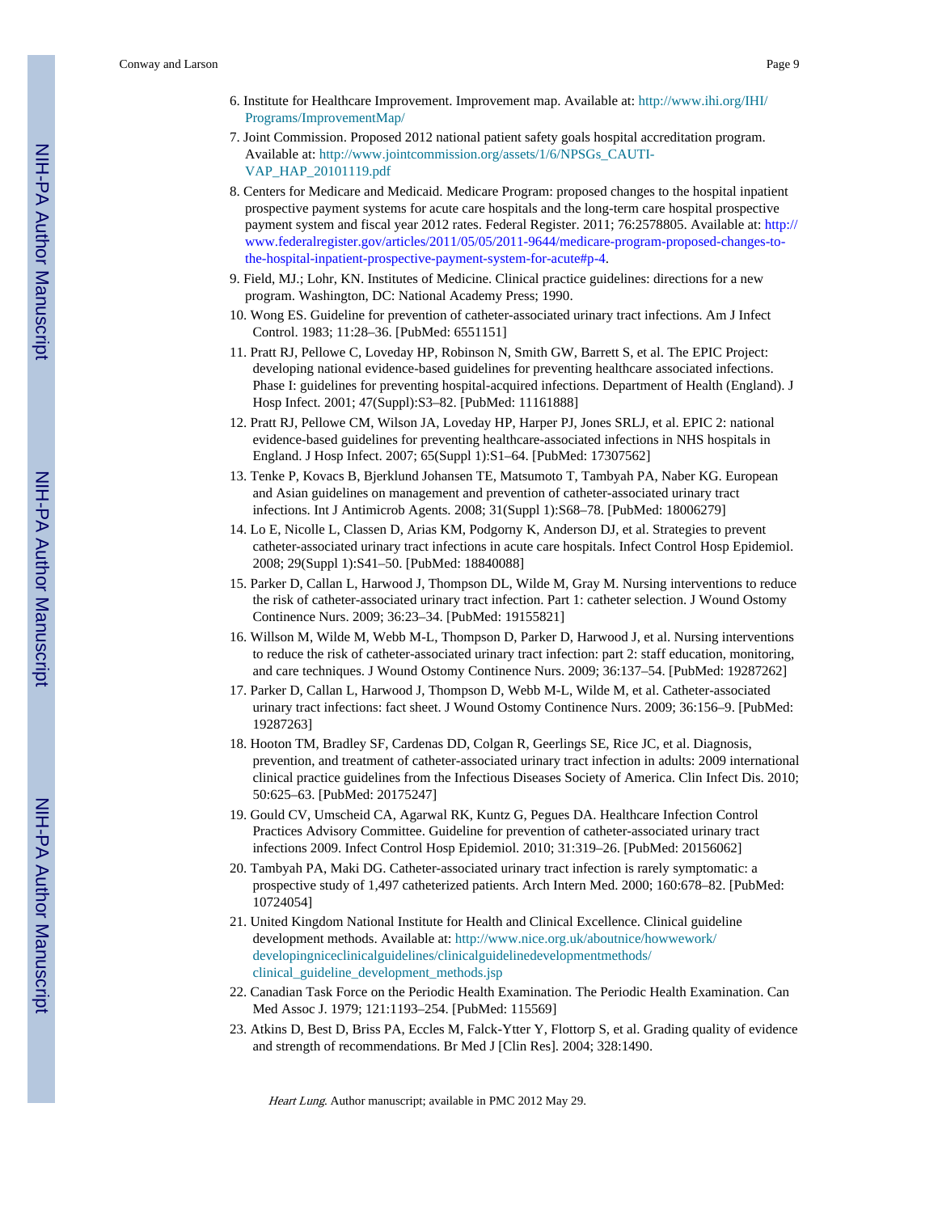6. Institute for Healthcare Improvement. Improvement map. Available at: http://www.ihi.org/IHI/Programs/ImprovementMap/
7. Joint Commission. Proposed 2012 national patient safety goals hospital accreditation program. Available at: http://www.jointcommission.org/assets/1/6/NPSGs_CAUTI-VAP_HAP_20101119.pdf
8. Centers for Medicare and Medicaid. Medicare Program: proposed changes to the hospital inpatient prospective payment systems for acute care hospitals and the long-term care hospital prospective payment system and fiscal year 2012 rates. Federal Register. 2011; 76:2578805. Available at: http://www.federalregister.gov/articles/2011/05/05/2011-9644/medicare-program-proposed-changes-to-the-hospital-inpatient-prospective-payment-system-for-acute#p-4.
9. Field, MJ.; Lohr, KN. Institutes of Medicine. Clinical practice guidelines: directions for a new program. Washington, DC: National Academy Press; 1990.
10. Wong ES. Guideline for prevention of catheter-associated urinary tract infections. Am J Infect Control. 1983; 11:28–36. [PubMed: 6551151]
11. Pratt RJ, Pellowe C, Loveday HP, Robinson N, Smith GW, Barrett S, et al. The EPIC Project: developing national evidence-based guidelines for preventing healthcare associated infections. Phase I: guidelines for preventing hospital-acquired infections. Department of Health (England). J Hosp Infect. 2001; 47(Suppl):S3–82. [PubMed: 11161888]
12. Pratt RJ, Pellowe CM, Wilson JA, Loveday HP, Harper PJ, Jones SRLJ, et al. EPIC 2: national evidence-based guidelines for preventing healthcare-associated infections in NHS hospitals in England. J Hosp Infect. 2007; 65(Suppl 1):S1–64. [PubMed: 17307562]
13. Tenke P, Kovacs B, Bjerklund Johansen TE, Matsumoto T, Tambyah PA, Naber KG. European and Asian guidelines on management and prevention of catheter-associated urinary tract infections. Int J Antimicrob Agents. 2008; 31(Suppl 1):S68–78. [PubMed: 18006279]
14. Lo E, Nicolle L, Classen D, Arias KM, Podgorny K, Anderson DJ, et al. Strategies to prevent catheter-associated urinary tract infections in acute care hospitals. Infect Control Hosp Epidemiol. 2008; 29(Suppl 1):S41–50. [PubMed: 18840088]
15. Parker D, Callan L, Harwood J, Thompson DL, Wilde M, Gray M. Nursing interventions to reduce the risk of catheter-associated urinary tract infection. Part 1: catheter selection. J Wound Ostomy Continence Nurs. 2009; 36:23–34. [PubMed: 19155821]
16. Willson M, Wilde M, Webb M-L, Thompson D, Parker D, Harwood J, et al. Nursing interventions to reduce the risk of catheter-associated urinary tract infection: part 2: staff education, monitoring, and care techniques. J Wound Ostomy Continence Nurs. 2009; 36:137–54. [PubMed: 19287262]
17. Parker D, Callan L, Harwood J, Thompson D, Webb M-L, Wilde M, et al. Catheter-associated urinary tract infections: fact sheet. J Wound Ostomy Continence Nurs. 2009; 36:156–9. [PubMed: 19287263]
18. Hooton TM, Bradley SF, Cardenas DD, Colgan R, Geerlings SE, Rice JC, et al. Diagnosis, prevention, and treatment of catheter-associated urinary tract infection in adults: 2009 international clinical practice guidelines from the Infectious Diseases Society of America. Clin Infect Dis. 2010; 50:625–63. [PubMed: 20175247]
19. Gould CV, Umscheid CA, Agarwal RK, Kuntz G, Pegues DA. Healthcare Infection Control Practices Advisory Committee. Guideline for prevention of catheter-associated urinary tract infections 2009. Infect Control Hosp Epidemiol. 2010; 31:319–26. [PubMed: 20156062]
20. Tambyah PA, Maki DG. Catheter-associated urinary tract infection is rarely symptomatic: a prospective study of 1,497 catheterized patients. Arch Intern Med. 2000; 160:678–82. [PubMed: 10724054]
21. United Kingdom National Institute for Health and Clinical Excellence. Clinical guideline development methods. Available at: http://www.nice.org.uk/aboutnice/howwework/developingniceclinicalguidelines/clinicalguidelinedevelopmentmethods/clinical_guideline_development_methods.jsp
22. Canadian Task Force on the Periodic Health Examination. The Periodic Health Examination. Can Med Assoc J. 1979; 121:1193–254. [PubMed: 115569]
23. Atkins D, Best D, Briss PA, Eccles M, Falck-Ytter Y, Flottorp S, et al. Grading quality of evidence and strength of recommendations. Br Med J [Clin Res]. 2004; 328:1490.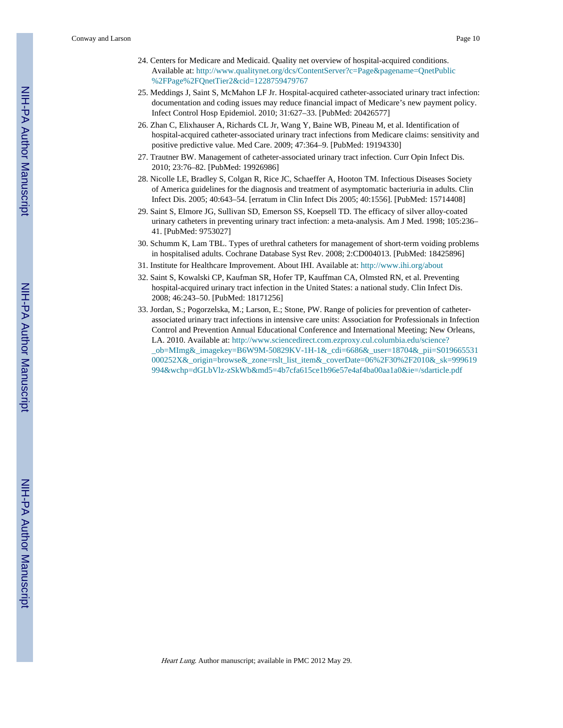24. Centers for Medicare and Medicaid. Quality net overview of hospital-acquired conditions. Available at: http://www.qualitynet.org/dcs/ContentServer?c=Page&pagename=QnetPublic%2FPage%2FQnetTier2&cid=1228759479767
25. Meddings J, Saint S, McMahon LF Jr. Hospital-acquired catheter-associated urinary tract infection: documentation and coding issues may reduce financial impact of Medicare's new payment policy. Infect Control Hosp Epidemiol. 2010; 31:627–33. [PubMed: 20426577]
26. Zhan C, Elixhauser A, Richards CL Jr, Wang Y, Baine WB, Pineau M, et al. Identification of hospital-acquired catheter-associated urinary tract infections from Medicare claims: sensitivity and positive predictive value. Med Care. 2009; 47:364–9. [PubMed: 19194330]
27. Trautner BW. Management of catheter-associated urinary tract infection. Curr Opin Infect Dis. 2010; 23:76–82. [PubMed: 19926986]
28. Nicolle LE, Bradley S, Colgan R, Rice JC, Schaeffer A, Hooton TM. Infectious Diseases Society of America guidelines for the diagnosis and treatment of asymptomatic bacteriuria in adults. Clin Infect Dis. 2005; 40:643–54. [erratum in Clin Infect Dis 2005; 40:1556]. [PubMed: 15714408]
29. Saint S, Elmore JG, Sullivan SD, Emerson SS, Koepsell TD. The efficacy of silver alloy-coated urinary catheters in preventing urinary tract infection: a meta-analysis. Am J Med. 1998; 105:236–41. [PubMed: 9753027]
30. Schumm K, Lam TBL. Types of urethral catheters for management of short-term voiding problems in hospitalised adults. Cochrane Database Syst Rev. 2008; 2:CD004013. [PubMed: 18425896]
31. Institute for Healthcare Improvement. About IHI. Available at: http://www.ihi.org/about
32. Saint S, Kowalski CP, Kaufman SR, Hofer TP, Kauffman CA, Olmsted RN, et al. Preventing hospital-acquired urinary tract infection in the United States: a national study. Clin Infect Dis. 2008; 46:243–50. [PubMed: 18171256]
33. Jordan, S.; Pogorzelska, M.; Larson, E.; Stone, PW. Range of policies for prevention of catheter-associated urinary tract infections in intensive care units: Association for Professionals in Infection Control and Prevention Annual Educational Conference and International Meeting; New Orleans, LA. 2010. Available at: http://www.sciencedirect.com.ezproxy.cul.columbia.edu/science?_ob=MImg&_imagekey=B6W9M-50829KV-1H-1&_cdi=6686&_user=18704&_pii=S019665531000252X&_origin=browse&_zone=rslt_list_item&_coverDate=06%2F30%2F2010&_sk=999619994&wchp=dGLbVlz-zSkWb&md5=4b7cfa615ce1b96e57e4af4ba00aa1a0&ie=/sdarticle.pdf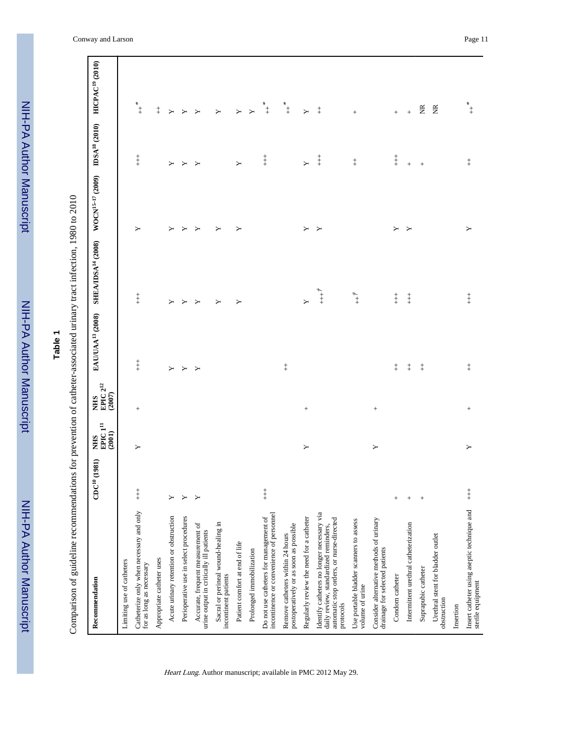**Table 1**

Comparison of guideline recommendations for prevention of catheter-associated urinary tract infection, 1980 to 2010

| Recommendation | CDC[10] (1981) | NHS EPIC 1[11] (2001) | NHS EPIC 2[12] (2007) | EAU/UAA[13] (2008) | SHEA/IDSA[14] (2008) | WOCN[15–17] (2009) | IDSA[18] (2010) | HICPAC[19] (2010) |
|---|---|---|---|---|---|---|---|---|
| Limiting use of catheters | | | | | | | | |
| Catheterize only when necessary and only for as long as necessary | +++ | Y | + | +++ | +++ | Y | +++ | ++* |
| Appropriate catheter uses | | | | | | | | ++ |
| Acute urinary retention or obstruction | Y | | | Y | Y | Y | Y | Y |
| Perioperative use in select procedures | Y | | | Y | Y | Y | Y | Y |
| Accurate, frequent measurement of urine output in critically ill patients | Y | | | Y | Y | Y | Y | Y |
| Sacral or perineal wound-healing in incontinent patients | | | | | Y | Y | | Y |
| Patient comfort at end of life | | | | | Y | Y | Y | Y |
| Prolonged immobilization | | | | | | | | Y |
| Do not use catheters for management of incontinence or convenience of personnel | +++ | | | | | | +++ | ++* |
| Remove catheters within 24 hours postoperatively or as soon as possible | | | | ++ | | | | ++* |
| Regularly review the need for a catheter | | Y | + | | Y | Y | Y | Y |
| Identify catheters no longer necessary via daily review, standardized reminders, automatic stop orders, or nurse-directed protocols | | | | | +++† | Y | +++ | ++ |
| Use portable bladder scanners to assess volume of urine | | | | | ++† | | ++ | + |
| Consider alternative methods of urinary drainage for selected patients | | Y | + | | | | | |
| Condom catheter | + | | | ++ | +++ | Y | +++ | + |
| Intermittent urethral catheterization | + | | | ++ | +++ | Y | + | + |
| Suprapubic catheter | + | | | ++ | | | + | NR |
| Urethral stent for bladder outlet obstruction | | | | | | | | NR |
| Insertion | | | | | | | | |
| Insert catheter using aseptic technique and sterile equipment | +++ | Y | + | ++ | +++ | Y | ++ | ++* |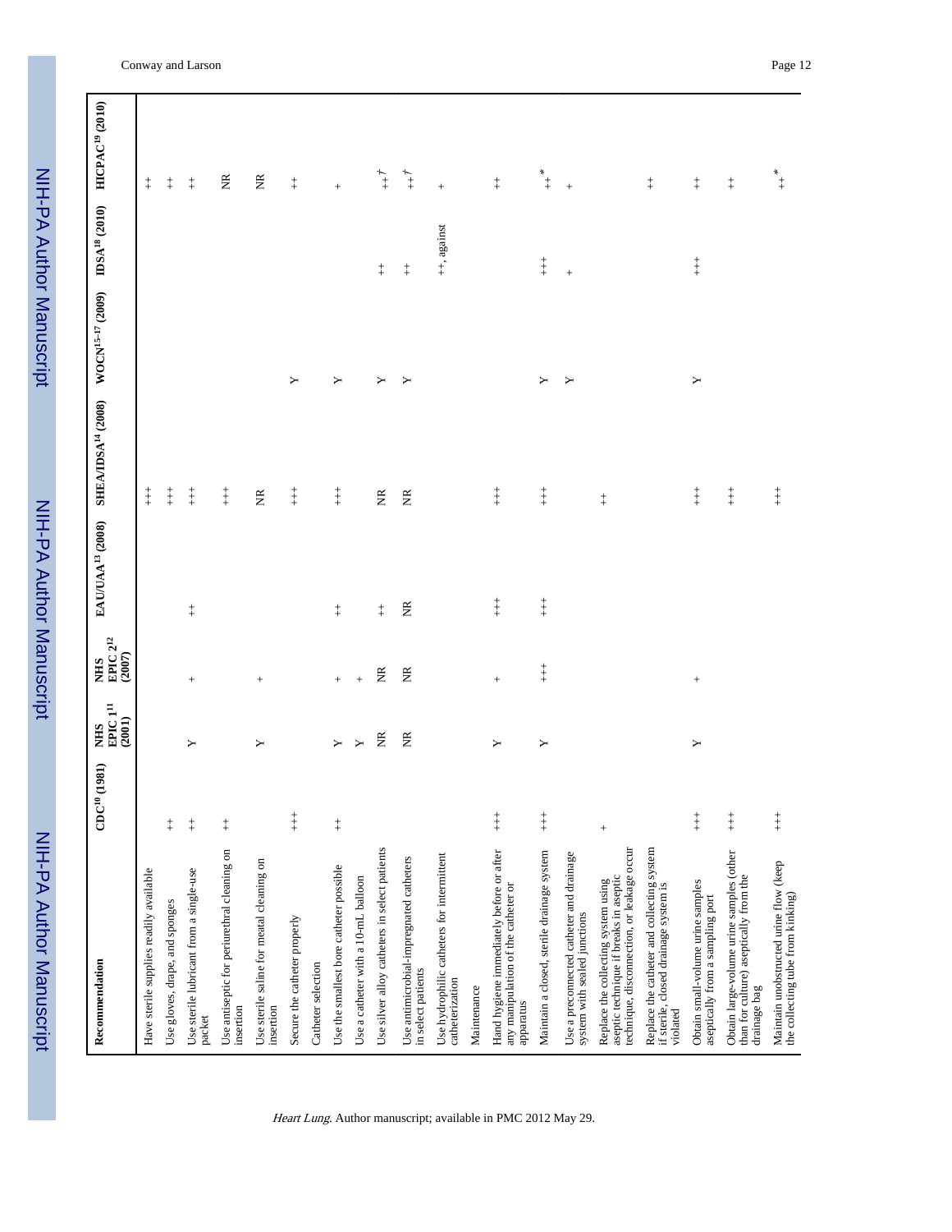| Recommendation | CDC[10] (1981) | NHS EPIC 1[11] (2001) | NHS EPIC 2[12] (2007) | EAU/UAA[13] (2008) | SHEA/IDSA[14] (2008) | WOCN[15–17] (2009) | IDSA[18] (2010) | HICPAC[19] (2010) |
|---|---|---|---|---|---|---|---|---|
| Have sterile supplies readily available | | | | | +++ | | | ++ |
| Use gloves, drape, and sponges | ++ | | | | +++ | | | ++ |
| Use sterile lubricant from a single-use packet | ++ | Y | + | ++ | +++ | | | ++ |
| Use antiseptic for periurethral cleaning on insertion | ++ | | | | +++ | | | NR |
| Use sterile saline for meatal cleaning on insertion | | Y | + | | NR | | | NR |
| Secure the catheter properly | +++ | | | | +++ | Y | | ++ |
| Catheter selection | | | | | | | | |
| Use the smallest bore catheter possible | ++ | Y | + | ++ | +++ | Y | | + |
| Use a catheter with a 10-mL balloon | | Y | + | | | | | |
| Use silver alloy catheters in select patients | | NR | NR | ++ | NR | Y | ++ | ++† |
| Use antimicrobial-impregnated catheters in select patients | | NR | NR | NR | NR | Y | ++ | ++† |
| Use hydrophilic catheters for intermittent catheterization | | | | | | | ++, against | + |
| Maintenance | | | | | | | | |
| Hand hygiene immediately before or after any manipulation of the catheter or apparatus | +++ | Y | + | +++ | +++ | | | ++ |
| Maintain a closed, sterile drainage system | +++ | Y | +++ | +++ | +++ | Y | +++ | ++* |
| Use a preconnected catheter and drainage system with sealed junctions | | | | | | Y | + | + |
| Replace the collecting system using aseptic technique if breaks in aseptic technique, disconnection, or leakage occur | + | | | | ++ | | | |
| Replace the catheter and collecting system if sterile, closed drainage system is violated | | | | | | | | ++ |
| Obtain small-volume urine samples aseptically from a sampling port | +++ | Y | + | | +++ | Y | +++ | ++ |
| Obtain large-volume urine samples (other than for culture) aseptically from the drainage bag | +++ | | | | +++ | | | ++ |
| Maintain unobstructed urine flow (keep the collecting tube from kinking) | +++ | | | | +++ | | | ++* |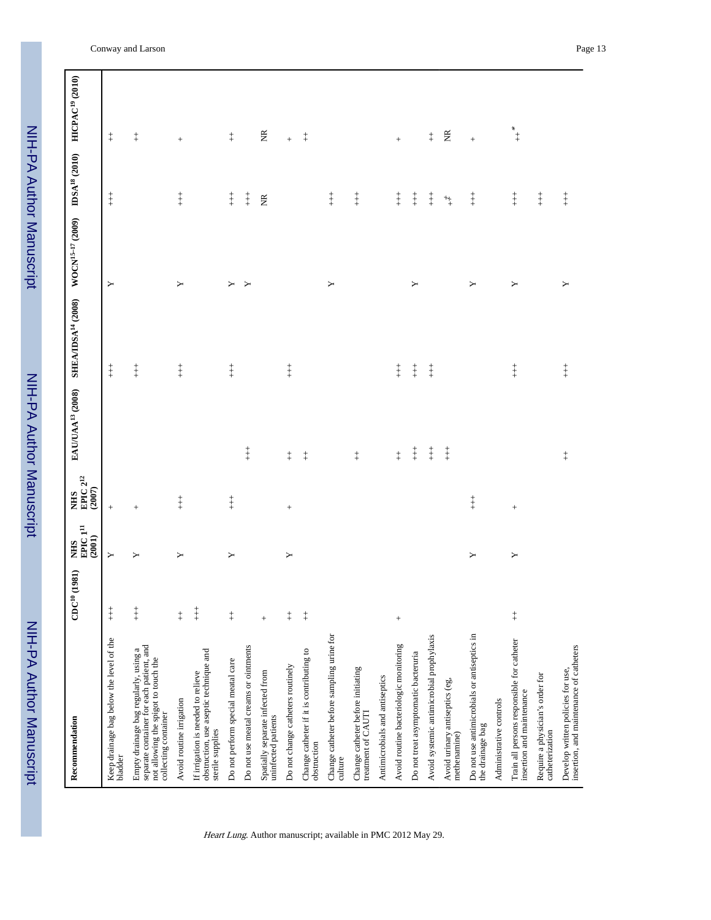| Recommendation | CDC[10] (1981) | NHS EPIC 1[11] (2001) | NHS EPIC 2[12] (2007) | EAU/UAA[13] (2008) | SHEA/IDSA[14] (2008) | WOCN[15–17] (2009) | IDSA[18] (2010) | HICPAC[19] (2010) |
|---|---|---|---|---|---|---|---|---|
| Keep drainage bag below the level of the bladder | +++ | Y | + | | +++ | Y | +++ | ++ |
| Empty drainage bag regularly, using a separate container for each patient, and not allowing the spigot to touch the collecting container | +++ | Y | + | | +++ | | | ++ |
| Avoid routine irrigation | ++ | Y | +++ | | +++ | Y | +++ | + |
| If irrigation is needed to relieve obstruction, use aseptic technique and sterile supplies | +++ | | | | | | | |
| Do not perform special meatal care | ++ | Y | +++ | | +++ | Y | +++ | ++ |
| Do not use meatal creams or ointments | | | | +++ | | Y | +++ | |
| Spatially separate infected from uninfected patients | + | | | | | | NR | NR |
| Do not change catheters routinely | ++ | Y | + | ++ | +++ | | | + |
| Change catheter if it is contributing to obstruction | ++ | | | ++ | | | | ++ |
| Change catheter before sampling urine for culture | | | | | | Y | +++ | |
| Change catheter before initiating treatment of CAUTI | | | | ++ | | | +++ | |
| Antimicrobials and antiseptics | | | | | | | | |
| Avoid routine bacteriologic monitoring | + | | | ++ | +++ | | +++ | + |
| Do not treat asymptomatic bacteriuria | | | | +++ | +++ | Y | +++ | |
| Avoid systemic antimicrobial prophylaxis | | | | +++ | +++ | | +++ | ++ |
| Avoid urinary antiseptics (eg, methenamine) | | | | +++ | | | +‡ | NR |
| Do not use antimicrobials or antiseptics in the drainage bag | | Y | +++ | | | Y | +++ | + |
| Administrative controls | | | | | | | | |
| Train all persons responsible for catheter insertion and maintenance | ++ | Y | + | | +++ | Y | +++ | ++* |
| Require a physician's order for catheterization | | | | | | | +++ | |
| Develop written policies for use, insertion, and maintenance of catheters | | | | ++ | +++ | Y | +++ | |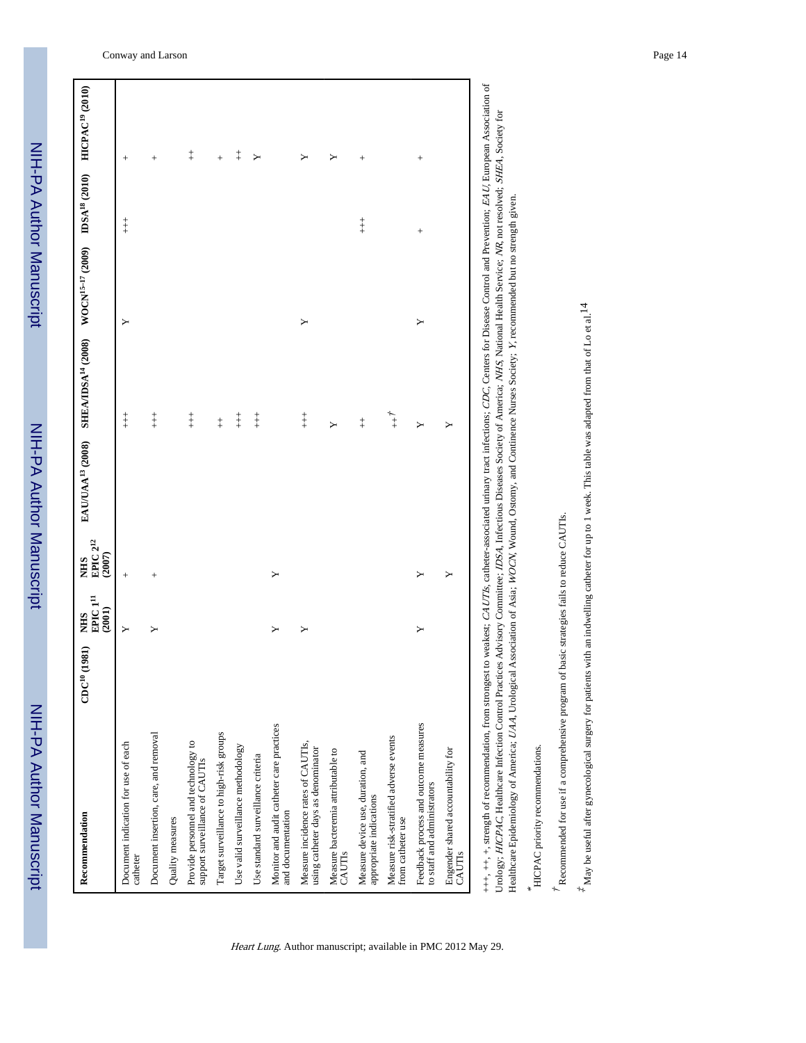| Recommendation | CDC[10] (1981) | NHS EPIC 1[11] (2001) | NHS EPIC 2[12] (2007) | EAU/UAA[13] (2008) | SHEA/IDSA[14] (2008) | WOCN[15–17] (2009) | IDSA[18] (2010) | HICPAC[19] (2010) |
|---|---|---|---|---|---|---|---|---|
| Document indication for use of each catheter | | Y | + | | +++ | Y | +++ | + |
| Document insertion, care, and removal | | Y | + | | +++ | | | + |
| Quality measures | | | | | | | | |
| Provide personnel and technology to support surveillance of CAUTIs | | | | | +++ | | | ++ |
| Target surveillance to high-risk groups | | | | | ++ | | | + |
| Use valid surveillance methodology | | | | | +++ | | | ++ |
| Use standard surveillance criteria | | | | | +++ | | | Y |
| Monitor and audit catheter care practices and documentation | | Y | Y | | | | | |
| Measure incidence rates of CAUTIs, using catheter days as denominator | | Y | | | +++ | Y | | Y |
| Measure bacteremia attributable to CAUTIs | | | | | Y | | | Y |
| Measure device use, duration, and appropriate indications | | | | | ++ | | +++ | + |
| Measure risk-stratified adverse events from catheter use | | | | | ++† | | | |
| Feedback process and outcome measures to staff and administrators | | Y | Y | | Y | Y | + | + |
| Engender shared accountability for CAUTIs | | | Y | | Y | | | |

+++, ++, +, strength of recommendation, from strongest to weakest; *CAUTIs*, catheter-associated urinary tract infections; *CDC*, Centers for Disease Control and Prevention; *EAU*, European Association of Urology; *HICPAC*, Healthcare Infection Control Practices Advisory Committee; *IDSA*, Infectious Diseases Society of America; *NHS*, National Health Service; *NR*, not resolved; *SHEA*, Society for Healthcare Epidemiology of America; *UAA*, Urological Association of Asia; *WOCN*, Wound, Ostomy, and Continence Nurses Society; *Y*, recommended but no strength given.

*HICPAC priority recommendations.

†Recommended for use if a comprehensive program of basic strategies fails to reduce CAUTIs.

‡May be useful after gynecological surgery for patients with an indwelling catheter for up to 1 week. This table was adapted from that of Lo et al.[14]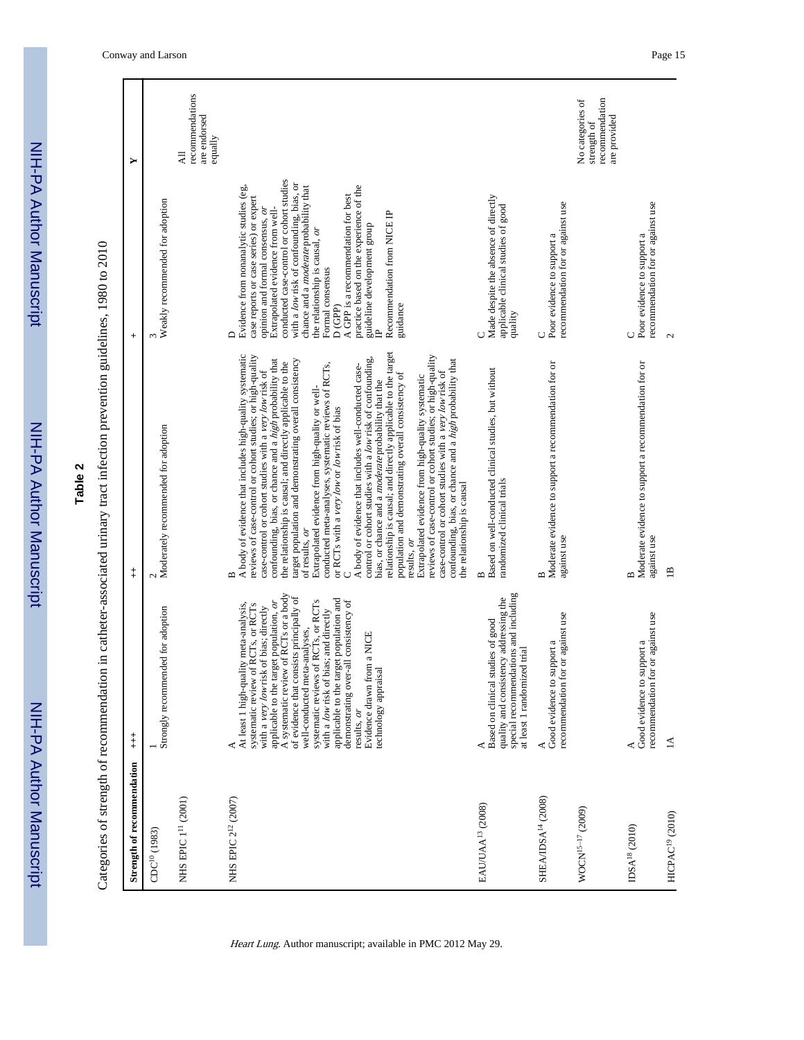**Table 2**

Categories of strength of recommendation in catheter-associated urinary tract infection prevention guidelines, 1980 to 2010

| Strength of recommendation | +++ | ++ | + | Y |
|---|---|---|---|---|
| CDC[10] (1983) | 1<br>Strongly recommended for adoption | 2<br>Moderately recommended for adoption | 3<br>Weakly recommended for adoption | |
| NHS EPIC 1[11] (2001) | | | | All recommendations are endorsed equally |
| NHS EPIC 2[12] (2007) | A<br>At least 1 high-quality meta-analysis, systematic review of RCTs, or RCTs with a *very low* risk of bias; directly applicable to the target population, *or*<br>A systematic review of RCTs or a body of evidence that consists principally of well-conducted meta-analyses, systematic reviews of RCTs, or RCTs with a *low* risk of bias; and directly applicable to the target population and demonstrating over-all consistency of results, *or*<br>Evidence drawn from a NICE technology appraisal | B<br>A body of evidence that includes high-quality systematic reviews of case-control or cohort studies; or high-quality case-control or cohort studies with a *very low* risk of confounding, bias, or chance and a *high* probability that the relationship is causal; and directly applicable to the target population and demonstrating overall consistency of results, *or*<br>Extrapolated evidence from high-quality or well-conducted meta-analyses, systematic reviews of RCTs, or RCTs with a *very low* or *low* risk of bias<br>C<br>A body of evidence that includes well-conducted case-control or cohort studies with a *low* risk of confounding, bias, or chance and a *moderate* probability that the relationship is causal; and directly applicable to the target population and demonstrating overall consistency of results, *or*<br>Extrapolated evidence from high-quality systematic reviews of case-control or cohort studies; or high-quality case-control or cohort studies with a *very low* risk of confounding, bias, or chance and a *high* probability that the relationship is causal | D<br>Evidence from nonanalytic studies (eg, case reports or case series) or expert opinion and formal consensus, *or*<br>Extrapolated evidence from well-conducted case-control or cohort studies with a *low* risk of confounding, bias, or chance and a *moderate* probability that the relationship is causal, *or*<br>Formal consensus<br>D (GPP)<br>A GPP is a recommendation for best practice based on the experience of the guideline development group<br>IP<br>Recommendation from NICE IP guidance | |
| EAU/UAA[13] (2008) | A<br>Based on clinical studies of good quality and consistency addressing the special recommendations and including at least 1 randomized trial | B<br>Based on well-conducted clinical studies, but without randomized clinical trials | C<br>Made despite the absence of directly applicable clinical studies of good quality | |
| SHEA/IDSA[14] (2008) | A<br>Good evidence to support a recommendation for or against use | B<br>Moderate evidence to support a recommendation for or against use | C<br>Poor evidence to support a recommendation for or against use | |
| WOCN[15–17] (2009) | | | | No categories of strength of recommendation are provided |
| IDSA[18] (2010) | A<br>Good evidence to support a recommendation for or against use | B<br>Moderate evidence to support a recommendation for or against use | C<br>Poor evidence to support a recommendation for or against use | |
| HICPAC[19] (2010) | 1A | 1B | 2 | |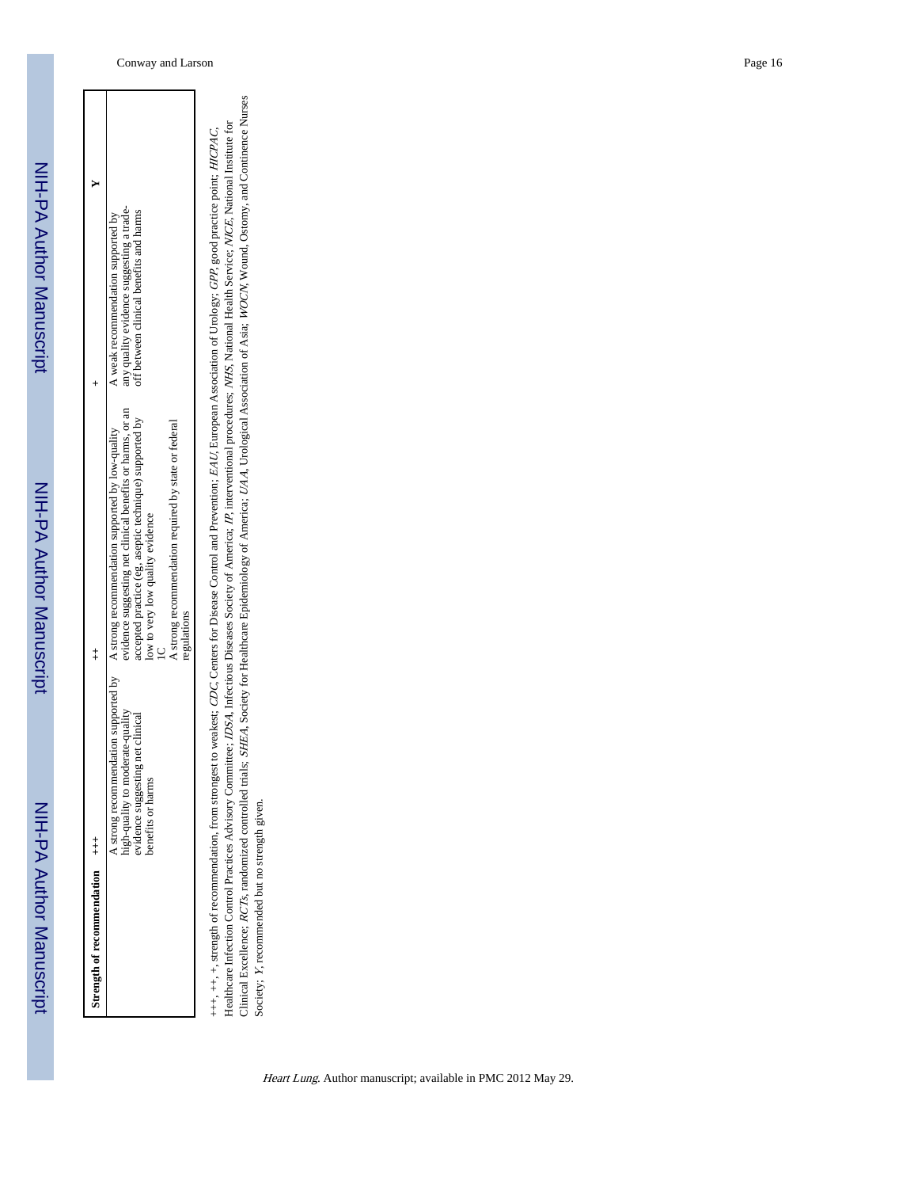| Strength of recommendation | +++ | ++ | + | Y |
|---|---|---|---|---|
| | A strong recommendation supported by high-quality to moderate-quality evidence suggesting net clinical benefits or harms | A strong recommendation supported by low-quality evidence suggesting net clinical benefits or harms, or an accepted practice (eg, aseptic technique) supported by low to very low quality evidence<br>1C<br>A strong recommendation required by state or federal regulations | A weak recommendation supported by any quality evidence suggesting a trade-off between clinical benefits and harms | |

+++, ++, +, strength of recommendation, from strongest to weakest; *CDC*, Centers for Disease Control and Prevention; *EAU*, European Association of Urology; *GPP*, good practice point; *HICPAC*, Healthcare Infection Control Practices Advisory Committee; *IDSA*, Infectious Diseases Society of America; *IP*, interventional procedures; *NHS*, National Health Service; *NICE*, National Institute for Clinical Excellence; *RCTs*, randomized controlled trials; *SHEA*, Society for Healthcare Epidemiology of America; *UAA*, Urological Association of Asia; *WOCN*, Wound, Ostomy, and Continence Nurses Society; *Y*, recommended but no strength given.